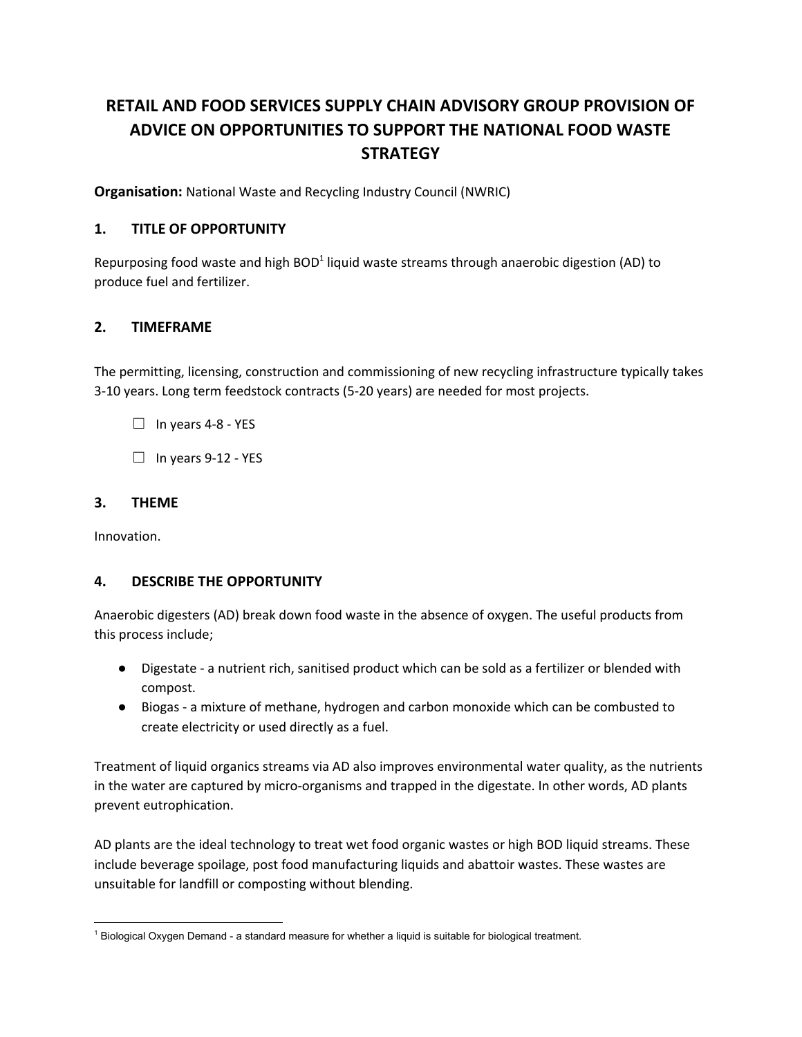# RETAIL AND FOOD SERVICES SUPPLY CHAIN ADVISORY GROUP PROVISION OF ADVICE ON OPPORTUNITIES TO SUPPORT THE NATIONAL FOOD WASTE STRATEGY

**Organisation:** National Waste and Recycling Industry Council (NWRIC)

## 1. TITLE OF OPPORTUNITY

Repurposing food waste and high BOD[1] liquid waste streams through anaerobic digestion (AD) to produce fuel and fertilizer.

## 2. TIMEFRAME

The permitting, licensing, construction and commissioning of new recycling infrastructure typically takes 3-10 years. Long term feedstock contracts (5-20 years) are needed for most projects.

☐ In years 4-8 - YES

☐ In years 9-12 - YES

## 3. THEME

Innovation.

## 4. DESCRIBE THE OPPORTUNITY

Anaerobic digesters (AD) break down food waste in the absence of oxygen. The useful products from this process include;

- Digestate - a nutrient rich, sanitised product which can be sold as a fertilizer or blended with compost.
- Biogas - a mixture of methane, hydrogen and carbon monoxide which can be combusted to create electricity or used directly as a fuel.

Treatment of liquid organics streams via AD also improves environmental water quality, as the nutrients in the water are captured by micro-organisms and trapped in the digestate. In other words, AD plants prevent eutrophication.

AD plants are the ideal technology to treat wet food organic wastes or high BOD liquid streams. These include beverage spoilage, post food manufacturing liquids and abattoir wastes. These wastes are unsuitable for landfill or composting without blending.

[1] Biological Oxygen Demand - a standard measure for whether a liquid is suitable for biological treatment.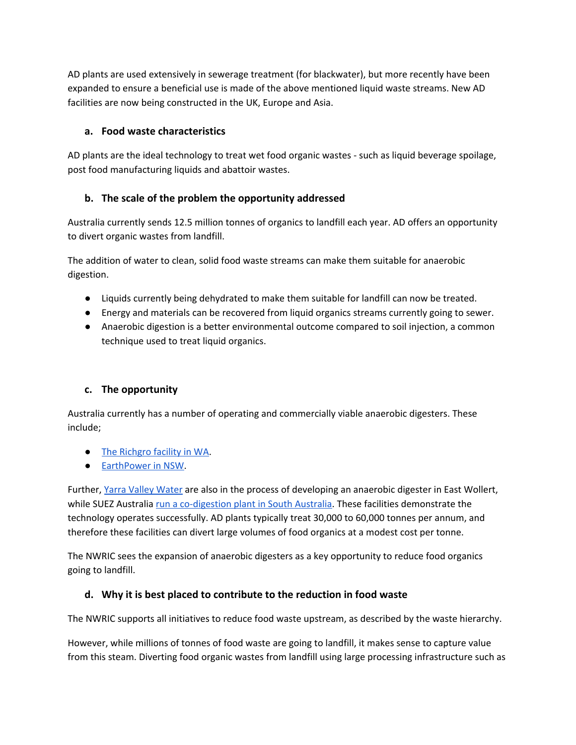AD plants are used extensively in sewerage treatment (for blackwater), but more recently have been expanded to ensure a beneficial use is made of the above mentioned liquid waste streams. New AD facilities are now being constructed in the UK, Europe and Asia.

### a. Food waste characteristics

AD plants are the ideal technology to treat wet food organic wastes - such as liquid beverage spoilage, post food manufacturing liquids and abattoir wastes.

### b. The scale of the problem the opportunity addressed

Australia currently sends 12.5 million tonnes of organics to landfill each year. AD offers an opportunity to divert organic wastes from landfill.

The addition of water to clean, solid food waste streams can make them suitable for anaerobic digestion.

- Liquids currently being dehydrated to make them suitable for landfill can now be treated.
- Energy and materials can be recovered from liquid organics streams currently going to sewer.
- Anaerobic digestion is a better environmental outcome compared to soil injection, a common technique used to treat liquid organics.

### c. The opportunity

Australia currently has a number of operating and commercially viable anaerobic digesters. These include;

- The Richgro facility in WA.
- EarthPower in NSW.

Further, Yarra Valley Water are also in the process of developing an anaerobic digester in East Wollert, while SUEZ Australia run a co-digestion plant in South Australia. These facilities demonstrate the technology operates successfully. AD plants typically treat 30,000 to 60,000 tonnes per annum, and therefore these facilities can divert large volumes of food organics at a modest cost per tonne.

The NWRIC sees the expansion of anaerobic digesters as a key opportunity to reduce food organics going to landfill.

### d. Why it is best placed to contribute to the reduction in food waste

The NWRIC supports all initiatives to reduce food waste upstream, as described by the waste hierarchy.

However, while millions of tonnes of food waste are going to landfill, it makes sense to capture value from this steam. Diverting food organic wastes from landfill using large processing infrastructure such as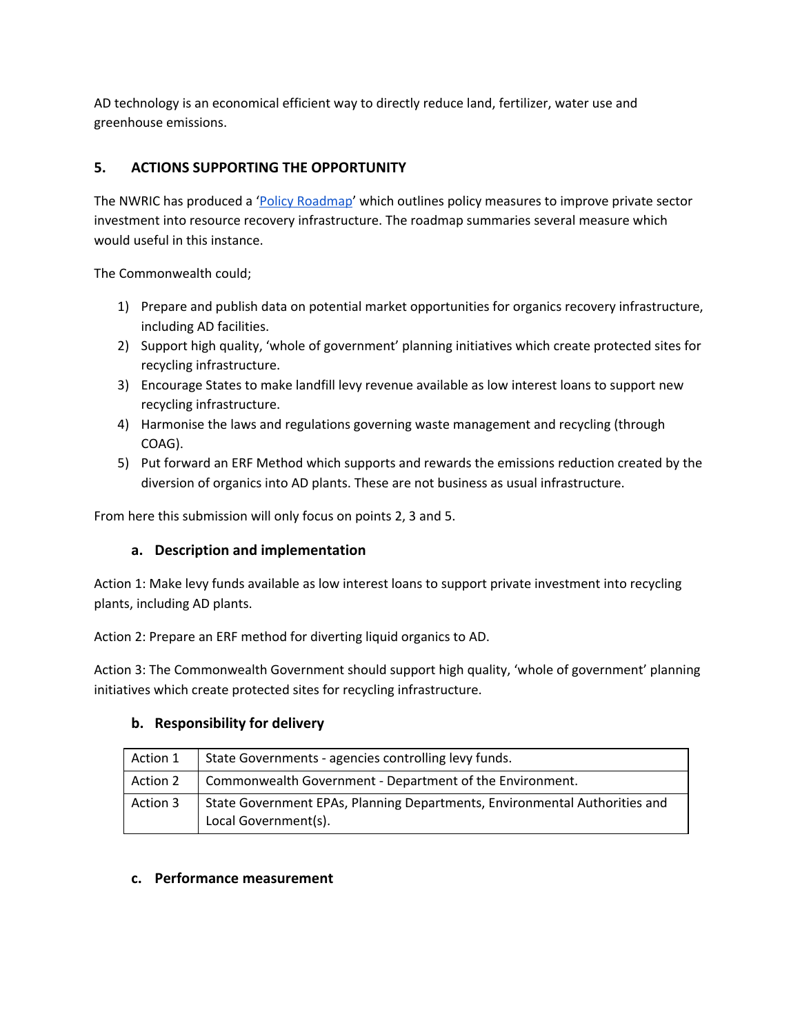AD technology is an economical efficient way to directly reduce land, fertilizer, water use and greenhouse emissions.

## 5. ACTIONS SUPPORTING THE OPPORTUNITY

The NWRIC has produced a 'Policy Roadmap' which outlines policy measures to improve private sector investment into resource recovery infrastructure. The roadmap summaries several measure which would useful in this instance.

The Commonwealth could;

1) Prepare and publish data on potential market opportunities for organics recovery infrastructure, including AD facilities.
2) Support high quality, 'whole of government' planning initiatives which create protected sites for recycling infrastructure.
3) Encourage States to make landfill levy revenue available as low interest loans to support new recycling infrastructure.
4) Harmonise the laws and regulations governing waste management and recycling (through COAG).
5) Put forward an ERF Method which supports and rewards the emissions reduction created by the diversion of organics into AD plants. These are not business as usual infrastructure.

From here this submission will only focus on points 2, 3 and 5.

### a. Description and implementation

Action 1: Make levy funds available as low interest loans to support private investment into recycling plants, including AD plants.

Action 2: Prepare an ERF method for diverting liquid organics to AD.

Action 3: The Commonwealth Government should support high quality, 'whole of government' planning initiatives which create protected sites for recycling infrastructure.

### b. Responsibility for delivery

| Action | Responsibility |
|---|---|
| Action 1 | State Governments - agencies controlling levy funds. |
| Action 2 | Commonwealth Government - Department of the Environment. |
| Action 3 | State Government EPAs, Planning Departments, Environmental Authorities and Local Government(s). |

### c. Performance measurement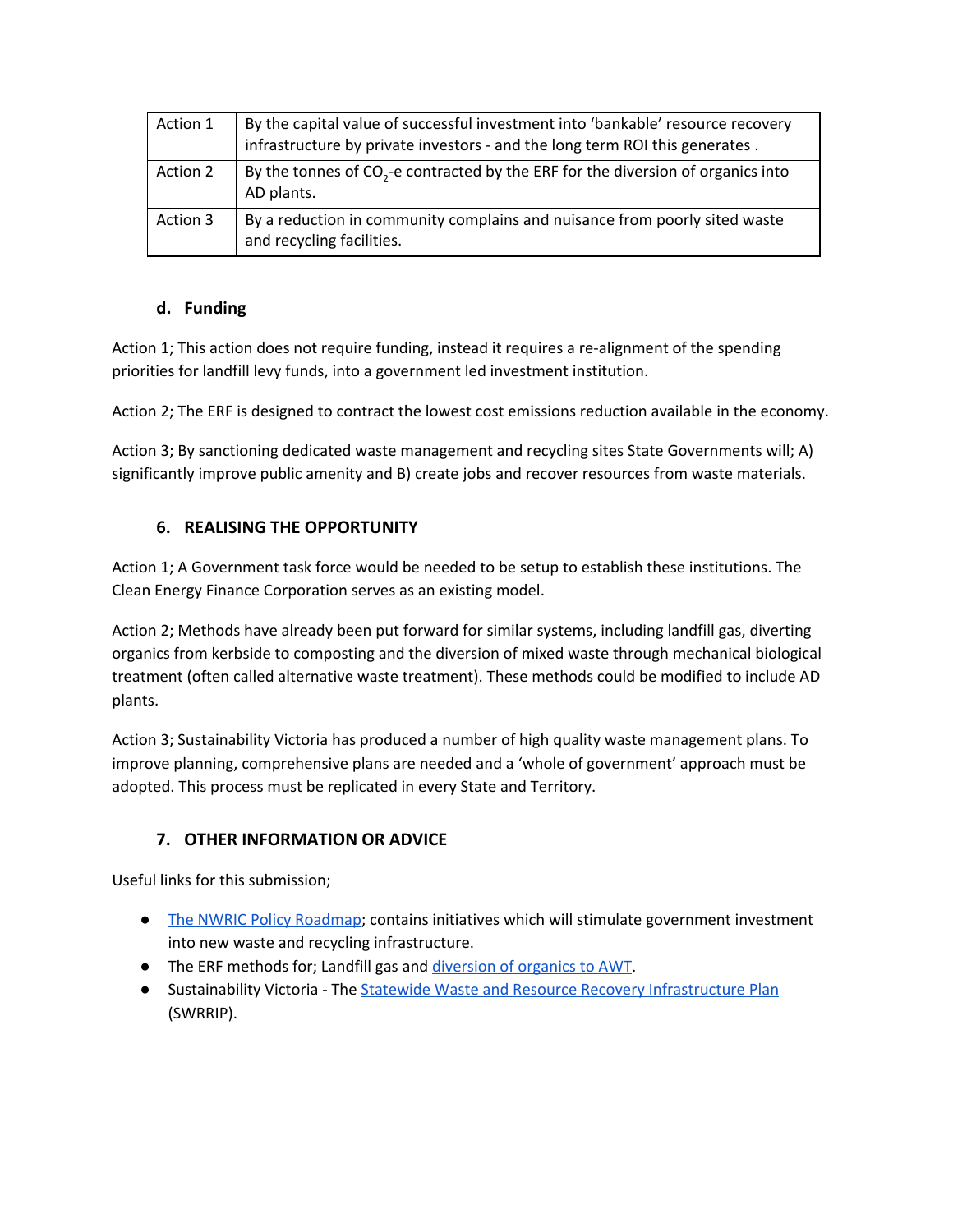| | |
|---|---|
| Action 1 | By the capital value of successful investment into 'bankable' resource recovery infrastructure by private investors - and the long term ROI this generates . |
| Action 2 | By the tonnes of $CO_2$-e contracted by the ERF for the diversion of organics into AD plants. |
| Action 3 | By a reduction in community complains and nuisance from poorly sited waste and recycling facilities. |

### d. Funding

Action 1; This action does not require funding, instead it requires a re-alignment of the spending priorities for landfill levy funds, into a government led investment institution.

Action 2; The ERF is designed to contract the lowest cost emissions reduction available in the economy.

Action 3; By sanctioning dedicated waste management and recycling sites State Governments will; A) significantly improve public amenity and B) create jobs and recover resources from waste materials.

## 6. REALISING THE OPPORTUNITY

Action 1; A Government task force would be needed to be setup to establish these institutions. The Clean Energy Finance Corporation serves as an existing model.

Action 2; Methods have already been put forward for similar systems, including landfill gas, diverting organics from kerbside to composting and the diversion of mixed waste through mechanical biological treatment (often called alternative waste treatment). These methods could be modified to include AD plants.

Action 3; Sustainability Victoria has produced a number of high quality waste management plans. To improve planning, comprehensive plans are needed and a 'whole of government' approach must be adopted. This process must be replicated in every State and Territory.

## 7. OTHER INFORMATION OR ADVICE

Useful links for this submission;

- The NWRIC Policy Roadmap; contains initiatives which will stimulate government investment into new waste and recycling infrastructure.
- The ERF methods for; Landfill gas and diversion of organics to AWT.
- Sustainability Victoria - The Statewide Waste and Resource Recovery Infrastructure Plan (SWRRIP).